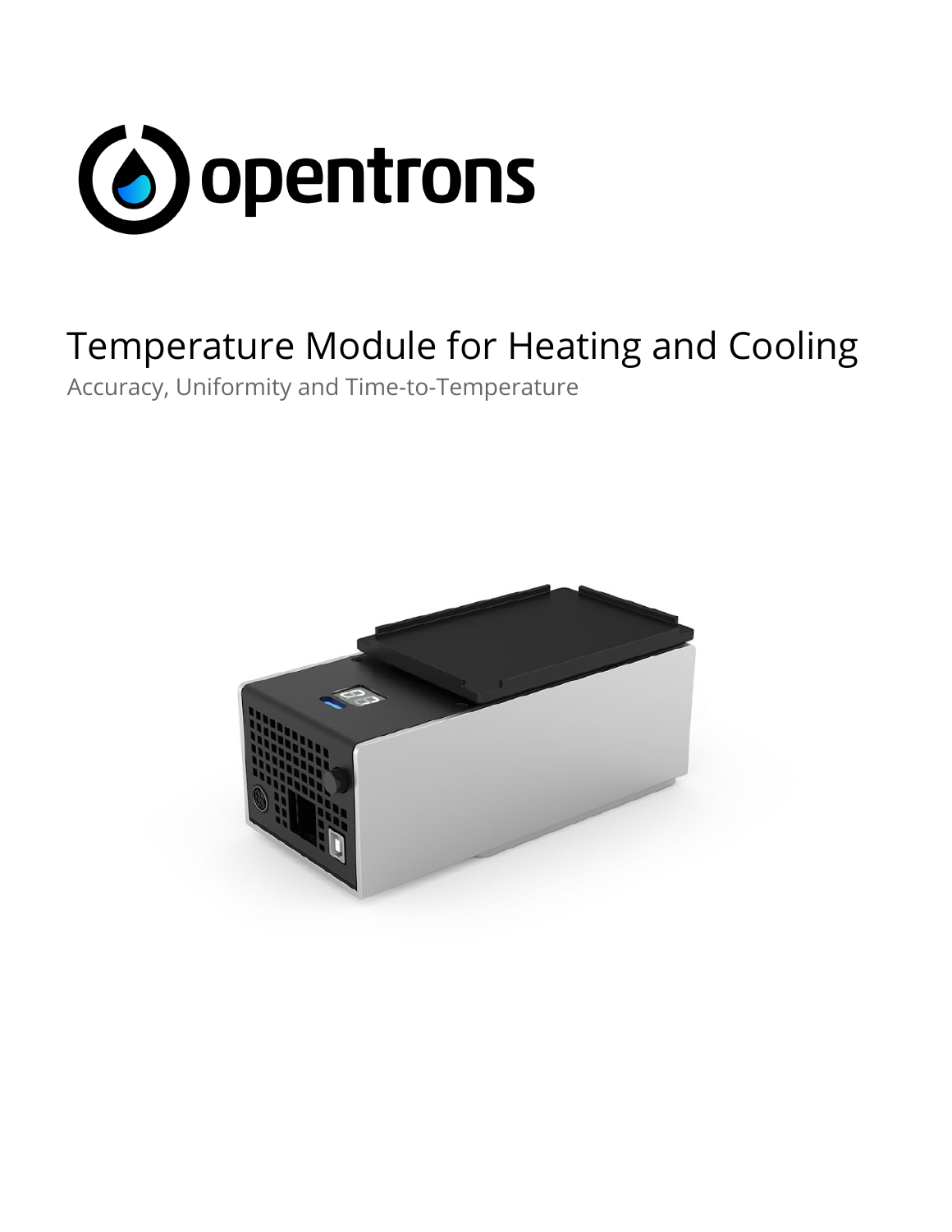opentrons

# Temperature Module for Heating and Cooling

Accuracy, Uniformity and Time-to-Temperature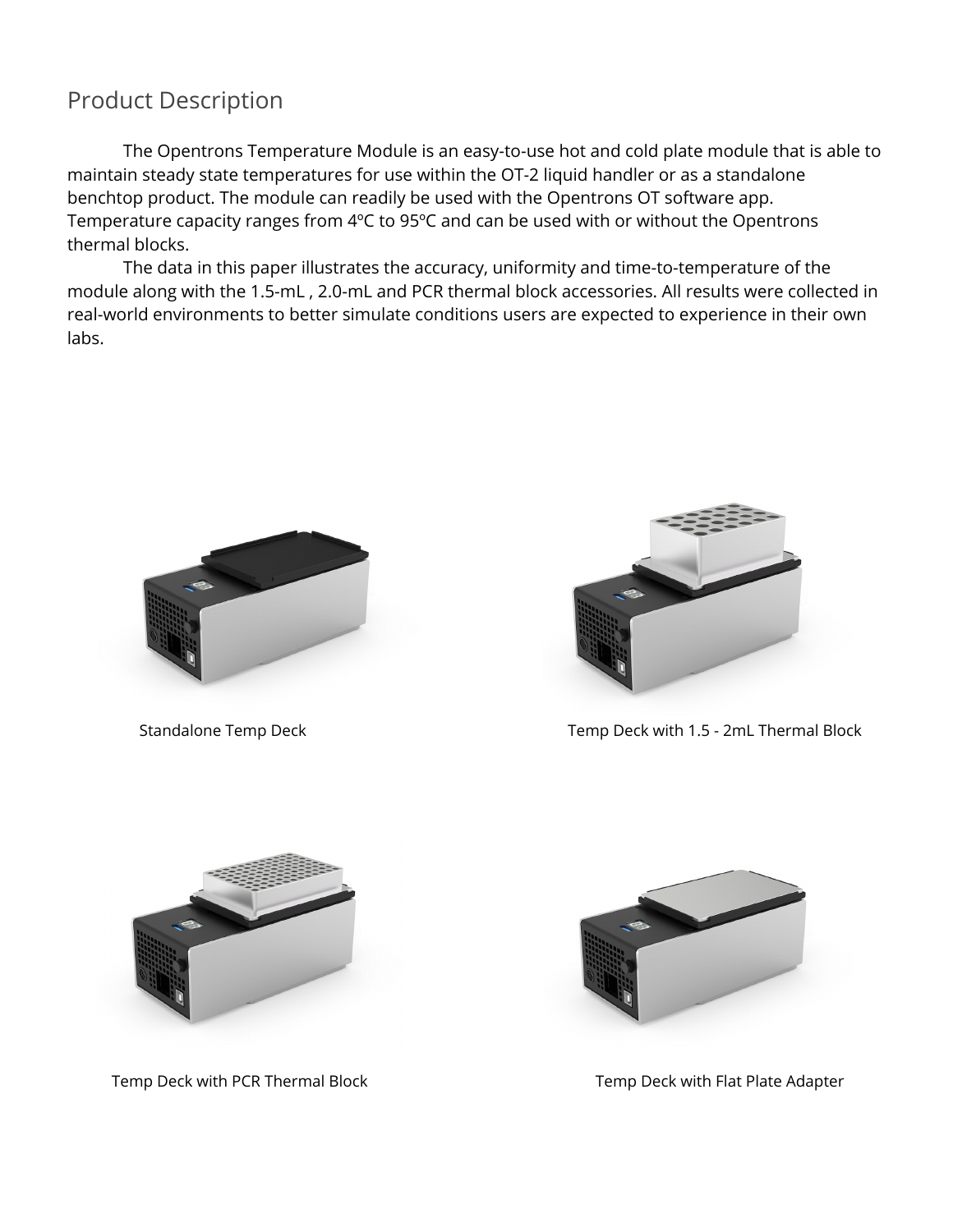## Product Description

The Opentrons Temperature Module is an easy-to-use hot and cold plate module that is able to maintain steady state temperatures for use within the OT-2 liquid handler or as a standalone benchtop product. The module can readily be used with the Opentrons OT software app. Temperature capacity ranges from 4ºC to 95ºC and can be used with or without the Opentrons thermal blocks.

The data in this paper illustrates the accuracy, uniformity and time-to-temperature of the module along with the 1.5-mL , 2.0-mL and PCR thermal block accessories. All results were collected in real-world environments to better simulate conditions users are expected to experience in their own labs.

Standalone Temp Deck

Temp Deck with 1.5 - 2mL Thermal Block

Temp Deck with PCR Thermal Block

Temp Deck with Flat Plate Adapter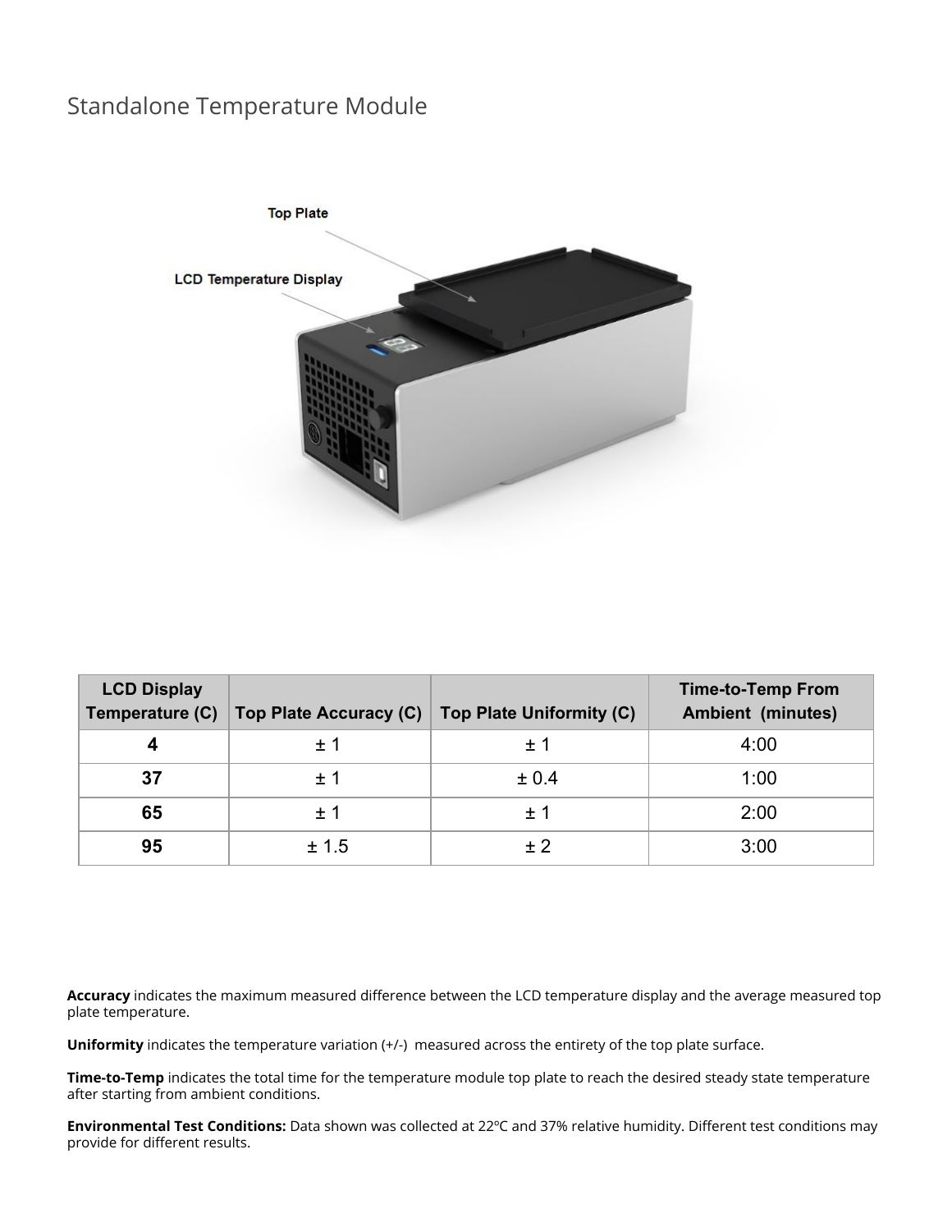# Standalone Temperature Module

| LCD Display Temperature (C) | Top Plate Accuracy (C) | Top Plate Uniformity (C) | Time-to-Temp From Ambient (minutes) |
|---|---|---|---|
| **4** | ± 1 | ± 1 | 4:00 |
| **37** | ± 1 | ± 0.4 | 1:00 |
| **65** | ± 1 | ± 1 | 2:00 |
| **95** | ± 1.5 | ± 2 | 3:00 |

**Accuracy** indicates the maximum measured difference between the LCD temperature display and the average measured top plate temperature.

**Uniformity** indicates the temperature variation (+/-) measured across the entirety of the top plate surface.

**Time-to-Temp** indicates the total time for the temperature module top plate to reach the desired steady state temperature after starting from ambient conditions.

**Environmental Test Conditions:** Data shown was collected at 22ºC and 37% relative humidity. Different test conditions may provide for different results.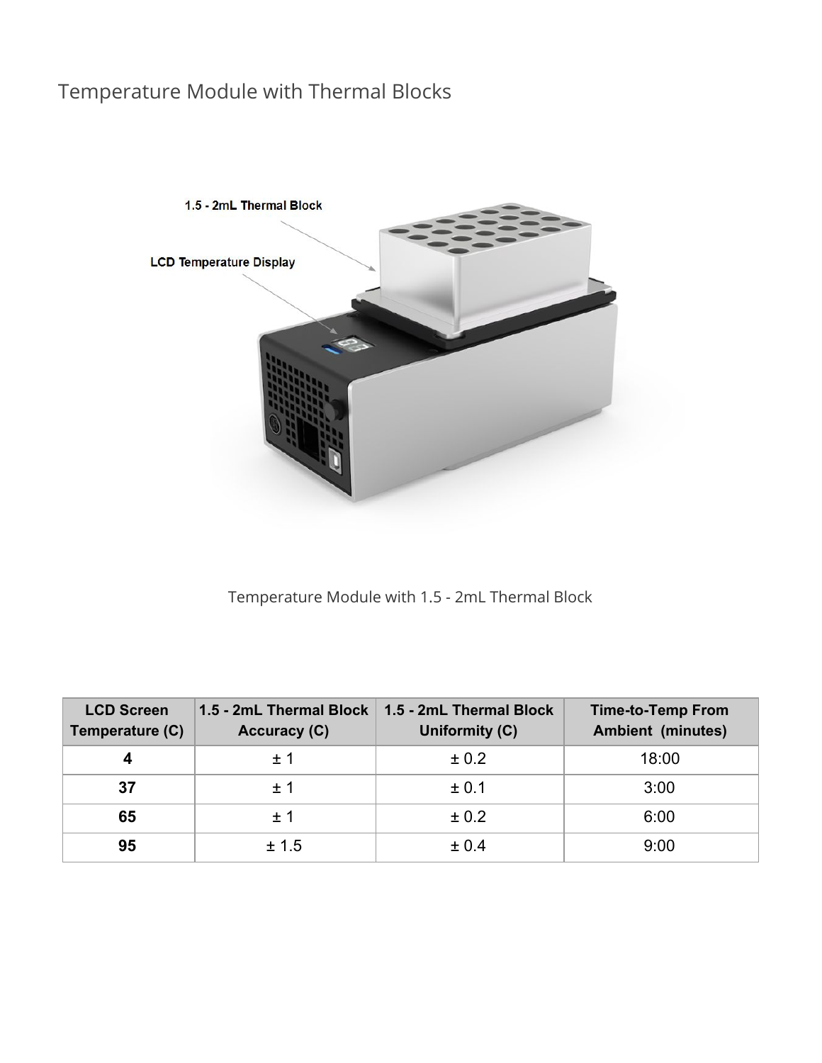# Temperature Module with Thermal Blocks

Temperature Module with 1.5 - 2mL Thermal Block

| LCD Screen Temperature (C) | 1.5 - 2mL Thermal Block Accuracy (C) | 1.5 - 2mL Thermal Block Uniformity (C) | Time-to-Temp From Ambient (minutes) |
|---|---|---|---|
| **4** | ± 1 | ± 0.2 | 18:00 |
| **37** | ± 1 | ± 0.1 | 3:00 |
| **65** | ± 1 | ± 0.2 | 6:00 |
| **95** | ± 1.5 | ± 0.4 | 9:00 |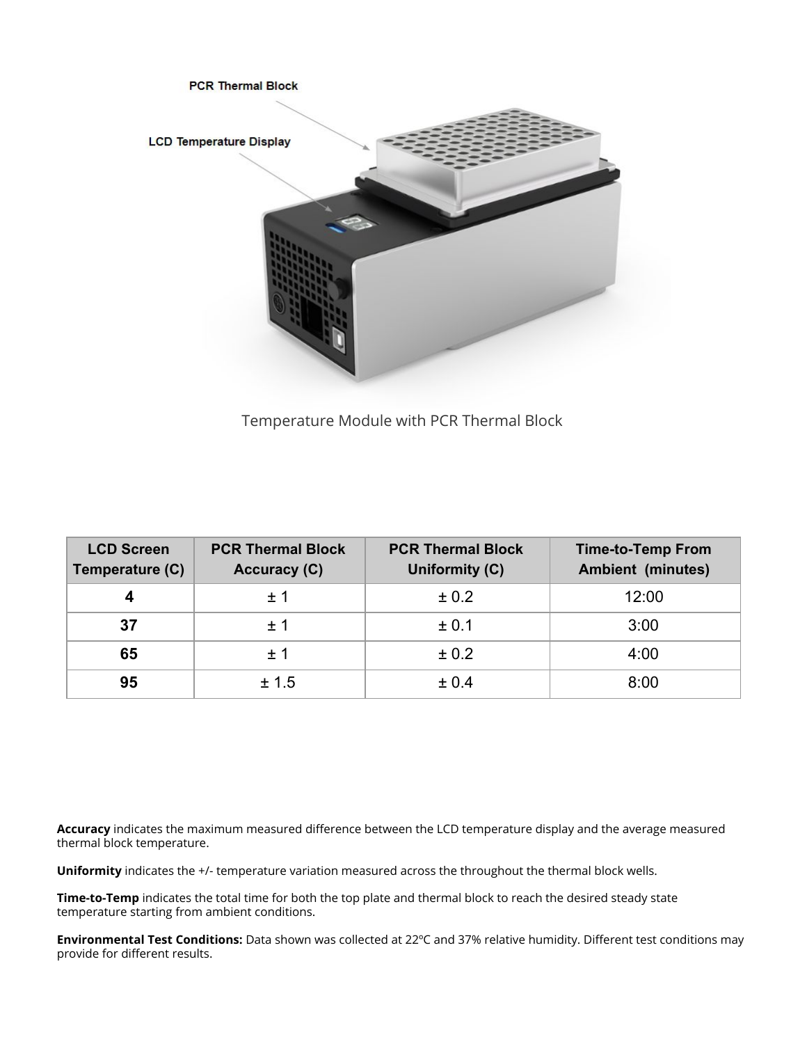PCR Thermal Block

LCD Temperature Display

Temperature Module with PCR Thermal Block

| LCD Screen Temperature (C) | PCR Thermal Block Accuracy (C) | PCR Thermal Block Uniformity (C) | Time-to-Temp From Ambient (minutes) |
|---|---|---|---|
| **4** | ± 1 | ± 0.2 | 12:00 |
| **37** | ± 1 | ± 0.1 | 3:00 |
| **65** | ± 1 | ± 0.2 | 4:00 |
| **95** | ± 1.5 | ± 0.4 | 8:00 |

**Accuracy** indicates the maximum measured difference between the LCD temperature display and the average measured thermal block temperature.

**Uniformity** indicates the +/- temperature variation measured across the throughout the thermal block wells.

**Time-to-Temp** indicates the total time for both the top plate and thermal block to reach the desired steady state temperature starting from ambient conditions.

**Environmental Test Conditions:** Data shown was collected at 22ºC and 37% relative humidity. Different test conditions may provide for different results.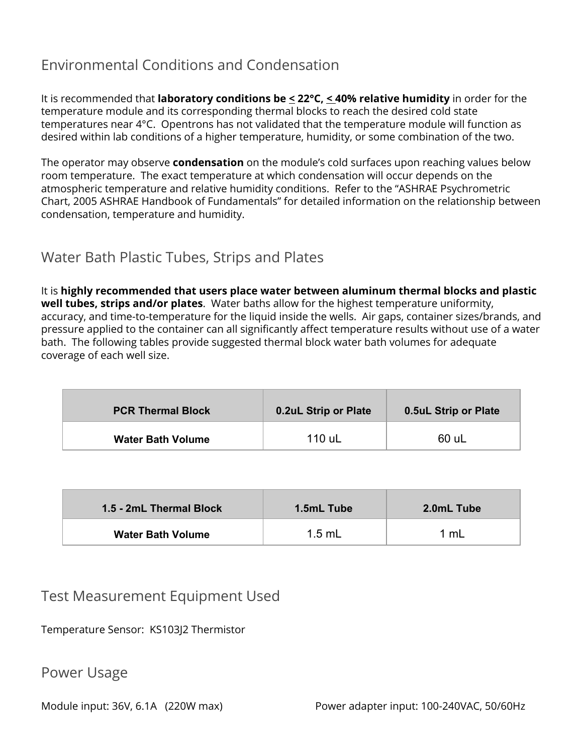## Environmental Conditions and Condensation

It is recommended that **laboratory conditions be ≤ 22°C, ≤ 40% relative humidity** in order for the temperature module and its corresponding thermal blocks to reach the desired cold state temperatures near 4°C. Opentrons has not validated that the temperature module will function as desired within lab conditions of a higher temperature, humidity, or some combination of the two.

The operator may observe **condensation** on the module's cold surfaces upon reaching values below room temperature. The exact temperature at which condensation will occur depends on the atmospheric temperature and relative humidity conditions. Refer to the "ASHRAE Psychrometric Chart, 2005 ASHRAE Handbook of Fundamentals" for detailed information on the relationship between condensation, temperature and humidity.

## Water Bath Plastic Tubes, Strips and Plates

It is **highly recommended that users place water between aluminum thermal blocks and plastic well tubes, strips and/or plates**. Water baths allow for the highest temperature uniformity, accuracy, and time-to-temperature for the liquid inside the wells. Air gaps, container sizes/brands, and pressure applied to the container can all significantly affect temperature results without use of a water bath. The following tables provide suggested thermal block water bath volumes for adequate coverage of each well size.

| PCR Thermal Block | 0.2uL Strip or Plate | 0.5uL Strip or Plate |
|---|---|---|
| **Water Bath Volume** | 110 uL | 60 uL |

| 1.5 - 2mL Thermal Block | 1.5mL Tube | 2.0mL Tube |
|---|---|---|
| **Water Bath Volume** | 1.5 mL | 1 mL |

## Test Measurement Equipment Used

Temperature Sensor: KS103J2 Thermistor

## Power Usage

Module input: 36V, 6.1A (220W max)

Power adapter input: 100-240VAC, 50/60Hz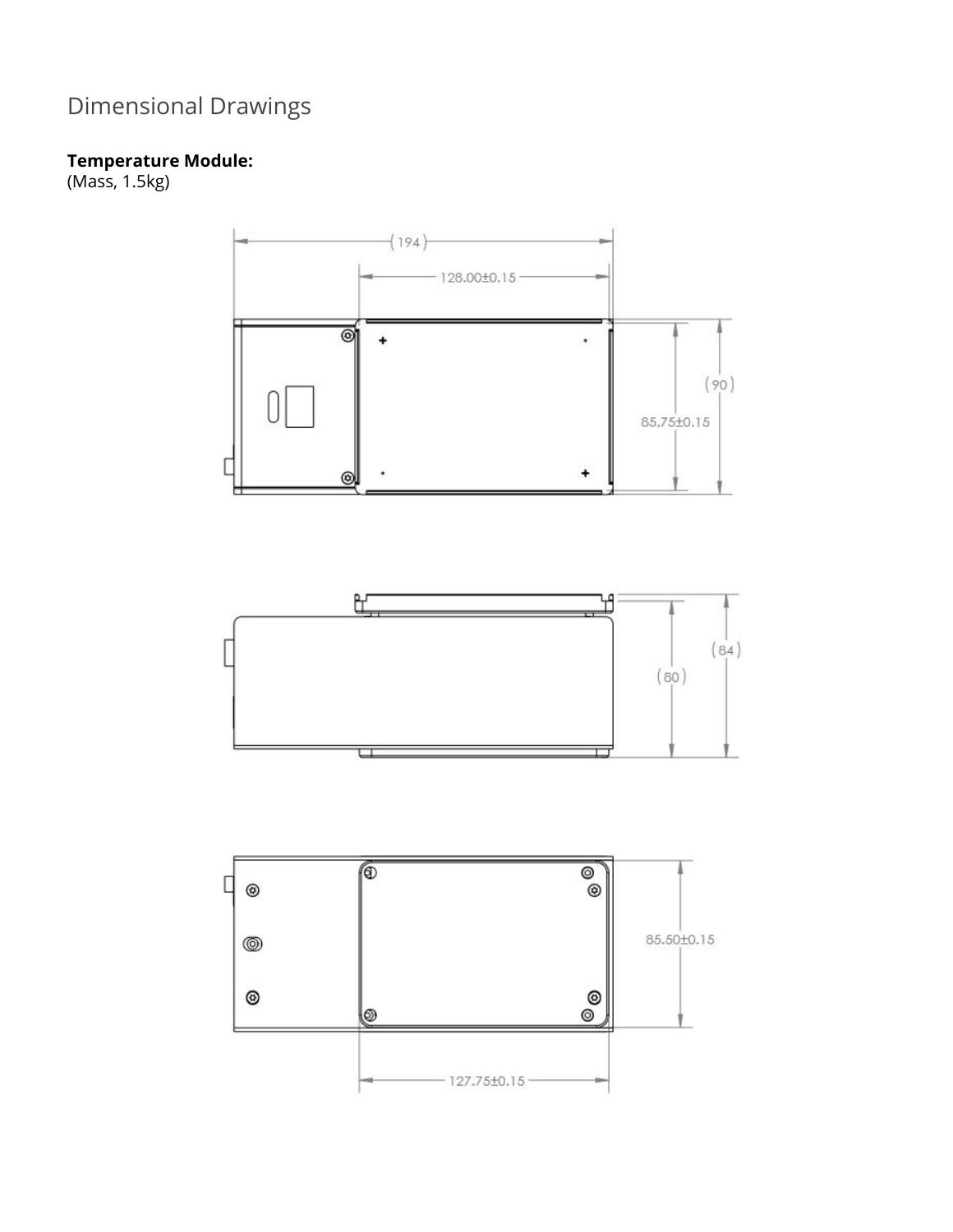# Dimensional Drawings

**Temperature Module:**
(Mass, 1.5kg)

(194)

128.00±0.15

(90)

85.75±0.15

(84)

(80)

85.50±0.15

127.75±0.15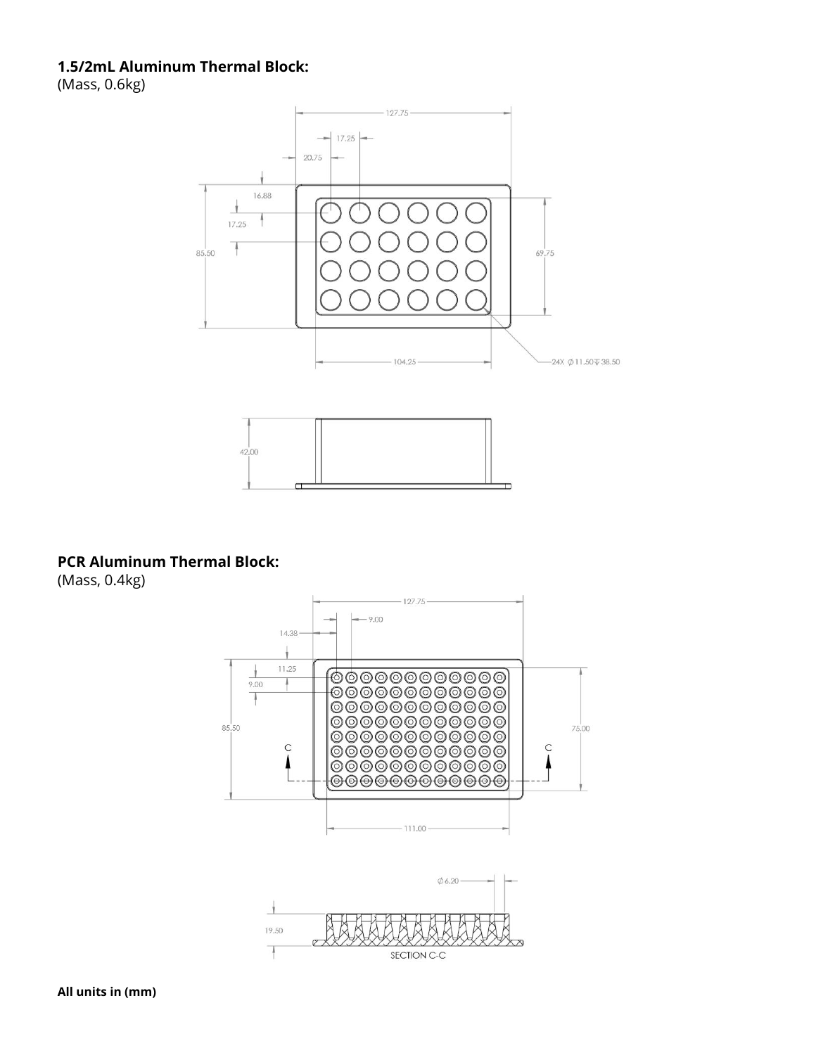**1.5/2mL Aluminum Thermal Block:**
(Mass, 0.6kg)

127.75
17.25
20.75
16.88
17.25
85.50
69.75
104.25
24X ⌀11.50↧38.50
42.00

**PCR Aluminum Thermal Block:**
(Mass, 0.4kg)

127.75
9.00
14.38
11.25
9.00
85.50
C
C
75.00
111.00
⌀6.20
19.50
SECTION C-C

**All units in (mm)**